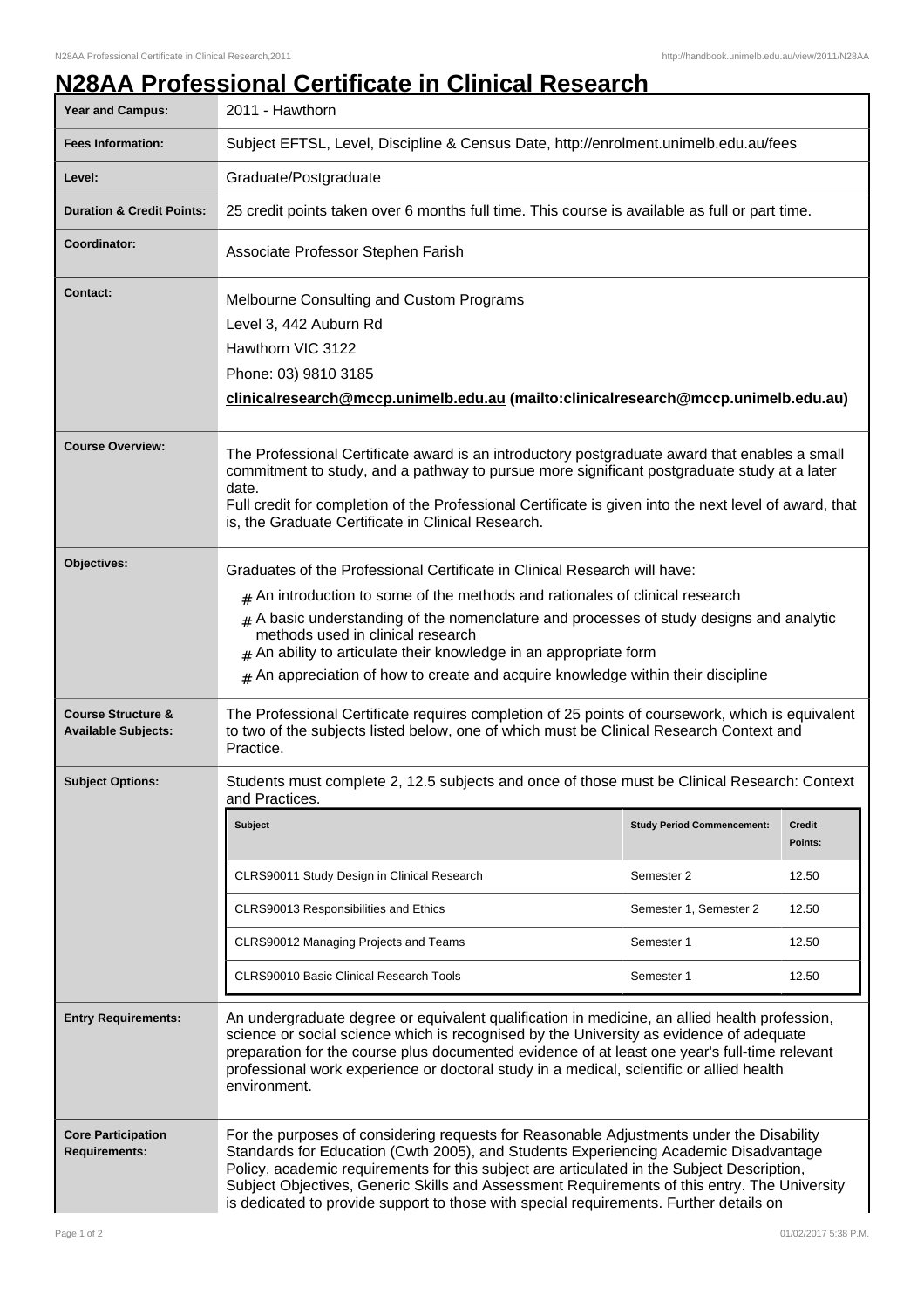# N28AA Professional Certificate in Clinical Research

| Field | Details |
| --- | --- |
| **Year and Campus:** | 2011 - Hawthorn |
| **Fees Information:** | Subject EFTSL, Level, Discipline & Census Date, http://enrolment.unimelb.edu.au/fees |
| **Level:** | Graduate/Postgraduate |
| **Duration & Credit Points:** | 25 credit points taken over 6 months full time. This course is available as full or part time. |
| **Coordinator:** | Associate Professor Stephen Farish |
| **Contact:** | Melbourne Consulting and Custom Programs<br>Level 3, 442 Auburn Rd<br>Hawthorn VIC 3122<br>Phone: 03) 9810 3185<br>**clinicalresearch@mccp.unimelb.edu.au (mailto:clinicalresearch@mccp.unimelb.edu.au)** |
| **Course Overview:** | The Professional Certificate award is an introductory postgraduate award that enables a small commitment to study, and a pathway to pursue more significant postgraduate study at a later date.<br>Full credit for completion of the Professional Certificate is given into the next level of award, that is, the Graduate Certificate in Clinical Research. |
| **Objectives:** | Graduates of the Professional Certificate in Clinical Research will have:<br># An introduction to some of the methods and rationales of clinical research<br># A basic understanding of the nomenclature and processes of study designs and analytic methods used in clinical research<br># An ability to articulate their knowledge in an appropriate form<br># An appreciation of how to create and acquire knowledge within their discipline |
| **Course Structure & Available Subjects:** | The Professional Certificate requires completion of 25 points of coursework, which is equivalent to two of the subjects listed below, one of which must be Clinical Research Context and Practice. |
| **Subject Options:** | Students must complete 2, 12.5 subjects and once of those must be Clinical Research: Context and Practices. |

| Subject | Study Period Commencement: | Credit Points: |
| --- | --- | --- |
| CLRS90011 Study Design in Clinical Research | Semester 2 | 12.50 |
| CLRS90013 Responsibilities and Ethics | Semester 1, Semester 2 | 12.50 |
| CLRS90012 Managing Projects and Teams | Semester 1 | 12.50 |
| CLRS90010 Basic Clinical Research Tools | Semester 1 | 12.50 |

| Field | Details |
| --- | --- |
| **Entry Requirements:** | An undergraduate degree or equivalent qualification in medicine, an allied health profession, science or social science which is recognised by the University as evidence of adequate preparation for the course plus documented evidence of at least one year's full-time relevant professional work experience or doctoral study in a medical, scientific or allied health environment. |
| **Core Participation Requirements:** | For the purposes of considering requests for Reasonable Adjustments under the Disability Standards for Education (Cwth 2005), and Students Experiencing Academic Disadvantage Policy, academic requirements for this subject are articulated in the Subject Description, Subject Objectives, Generic Skills and Assessment Requirements of this entry. The University is dedicated to provide support to those with special requirements. Further details on |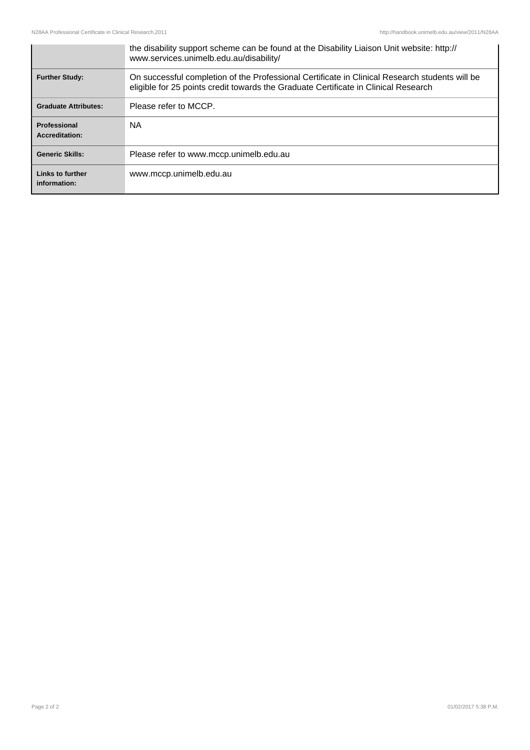| | |
|---|---|
| | the disability support scheme can be found at the Disability Liaison Unit website: http://www.services.unimelb.edu.au/disability/ |
| **Further Study:** | On successful completion of the Professional Certificate in Clinical Research students will be eligible for 25 points credit towards the Graduate Certificate in Clinical Research |
| **Graduate Attributes:** | Please refer to MCCP. |
| **Professional Accreditation:** | NA |
| **Generic Skills:** | Please refer to www.mccp.unimelb.edu.au |
| **Links to further information:** | www.mccp.unimelb.edu.au |